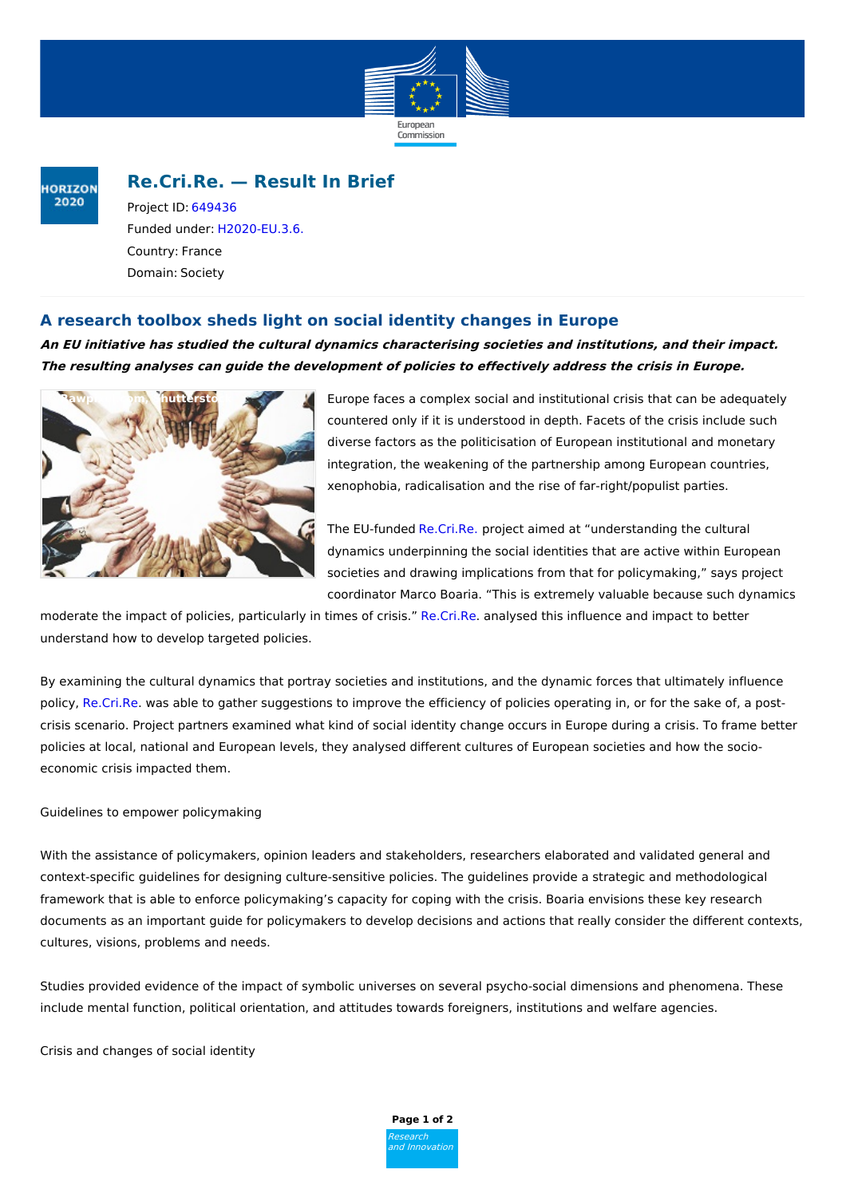# Re.Cri.Re. — Result In Brief

Project ID: 649436

Funded under: H2020-EU.3.6.

Country: France

Domain: Society

## A research toolbox sheds light on social identity changes in Europe

***An EU initiative has studied the cultural dynamics characterising societies and institutions, and their impact. The resulting analyses can guide the development of policies to effectively address the crisis in Europe.***

Europe faces a complex social and institutional crisis that can be adequately countered only if it is understood in depth. Facets of the crisis include such diverse factors as the politicisation of European institutional and monetary integration, the weakening of the partnership among European countries, xenophobia, radicalisation and the rise of far-right/populist parties.

The EU-funded Re.Cri.Re. project aimed at "understanding the cultural dynamics underpinning the social identities that are active within European societies and drawing implications from that for policymaking," says project coordinator Marco Boaria. "This is extremely valuable because such dynamics moderate the impact of policies, particularly in times of crisis." Re.Cri.Re. analysed this influence and impact to better understand how to develop targeted policies.

By examining the cultural dynamics that portray societies and institutions, and the dynamic forces that ultimately influence policy, Re.Cri.Re. was able to gather suggestions to improve the efficiency of policies operating in, or for the sake of, a post-crisis scenario. Project partners examined what kind of social identity change occurs in Europe during a crisis. To frame better policies at local, national and European levels, they analysed different cultures of European societies and how the socio-economic crisis impacted them.

Guidelines to empower policymaking

With the assistance of policymakers, opinion leaders and stakeholders, researchers elaborated and validated general and context-specific guidelines for designing culture-sensitive policies. The guidelines provide a strategic and methodological framework that is able to enforce policymaking's capacity for coping with the crisis. Boaria envisions these key research documents as an important guide for policymakers to develop decisions and actions that really consider the different contexts, cultures, visions, problems and needs.

Studies provided evidence of the impact of symbolic universes on several psycho-social dimensions and phenomena. These include mental function, political orientation, and attitudes towards foreigners, institutions and welfare agencies.

Crisis and changes of social identity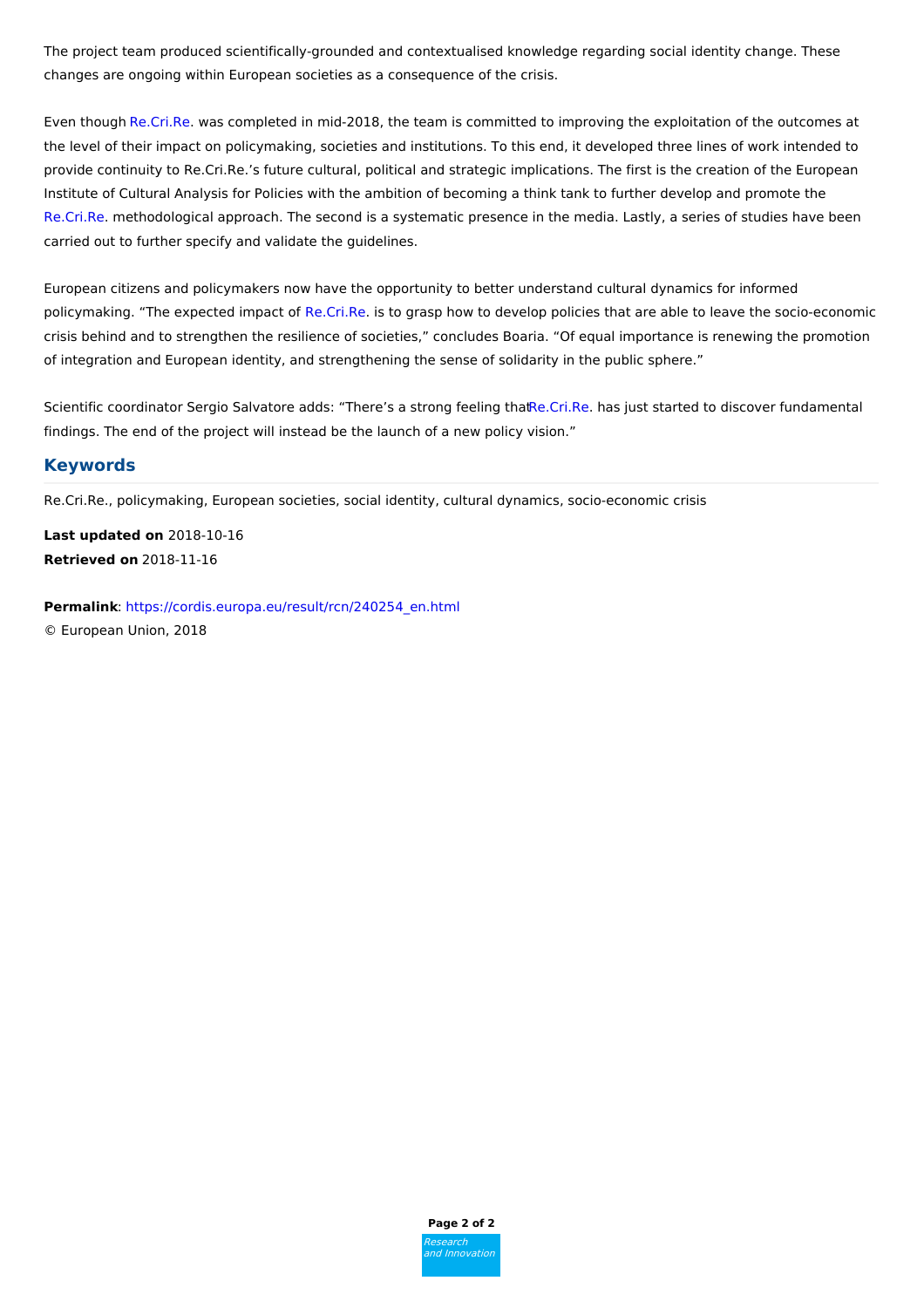The project team produced scientifically-grounded and contextualised knowledge regarding social identity change. These changes are ongoing within European societies as a consequence of the crisis.

Even though Re.Cri.Re. was completed in mid-2018, the team is committed to improving the exploitation of the outcomes at the level of their impact on policymaking, societies and institutions. To this end, it developed three lines of work intended to provide continuity to Re.Cri.Re.'s future cultural, political and strategic implications. The first is the creation of the European Institute of Cultural Analysis for Policies with the ambition of becoming a think tank to further develop and promote the Re.Cri.Re. methodological approach. The second is a systematic presence in the media. Lastly, a series of studies have been carried out to further specify and validate the guidelines.

European citizens and policymakers now have the opportunity to better understand cultural dynamics for informed policymaking. "The expected impact of Re.Cri.Re. is to grasp how to develop policies that are able to leave the socio-economic crisis behind and to strengthen the resilience of societies," concludes Boaria. "Of equal importance is renewing the promotion of integration and European identity, and strengthening the sense of solidarity in the public sphere."

Scientific coordinator Sergio Salvatore adds: "There's a strong feeling that Re.Cri.Re. has just started to discover fundamental findings. The end of the project will instead be the launch of a new policy vision."

## Keywords

Re.Cri.Re., policymaking, European societies, social identity, cultural dynamics, socio-economic crisis

**Last updated on** 2018-10-16
**Retrieved on** 2018-11-16

**Permalink**: https://cordis.europa.eu/result/rcn/240254_en.html
© European Union, 2018